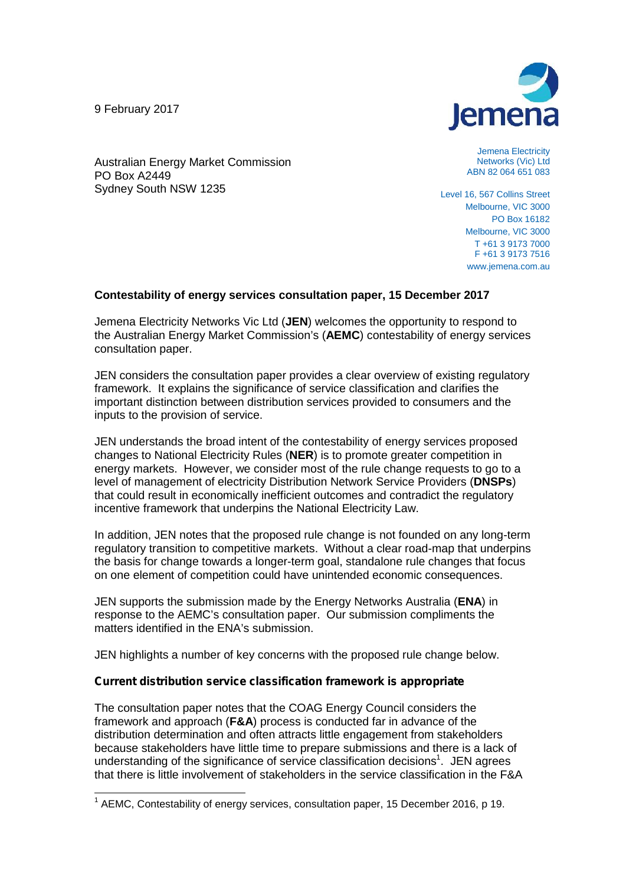9 February 2017

Jemena

Jemena Electricity Networks (Vic) Ltd
ABN 82 064 651 083

Level 16, 567 Collins Street
Melbourne, VIC 3000
PO Box 16182
Melbourne, VIC 3000
T +61 3 9173 7000
F +61 3 9173 7516
www.jemena.com.au

Australian Energy Market Commission
PO Box A2449
Sydney South NSW 1235

**Contestability of energy services consultation paper, 15 December 2017**

Jemena Electricity Networks Vic Ltd (**JEN**) welcomes the opportunity to respond to the Australian Energy Market Commission's (**AEMC**) contestability of energy services consultation paper.

JEN considers the consultation paper provides a clear overview of existing regulatory framework. It explains the significance of service classification and clarifies the important distinction between distribution services provided to consumers and the inputs to the provision of service.

JEN understands the broad intent of the contestability of energy services proposed changes to National Electricity Rules (**NER**) is to promote greater competition in energy markets. However, we consider most of the rule change requests to go to a level of management of electricity Distribution Network Service Providers (**DNSPs**) that could result in economically inefficient outcomes and contradict the regulatory incentive framework that underpins the National Electricity Law.

In addition, JEN notes that the proposed rule change is not founded on any long-term regulatory transition to competitive markets. Without a clear road-map that underpins the basis for change towards a longer-term goal, standalone rule changes that focus on one element of competition could have unintended economic consequences.

JEN supports the submission made by the Energy Networks Australia (**ENA**) in response to the AEMC's consultation paper. Our submission compliments the matters identified in the ENA's submission.

JEN highlights a number of key concerns with the proposed rule change below.

**Current distribution service classification framework is appropriate**

The consultation paper notes that the COAG Energy Council considers the framework and approach (**F&A**) process is conducted far in advance of the distribution determination and often attracts little engagement from stakeholders because stakeholders have little time to prepare submissions and there is a lack of understanding of the significance of service classification decisions[1]. JEN agrees that there is little involvement of stakeholders in the service classification in the F&A

[1] AEMC, Contestability of energy services, consultation paper, 15 December 2016, p 19.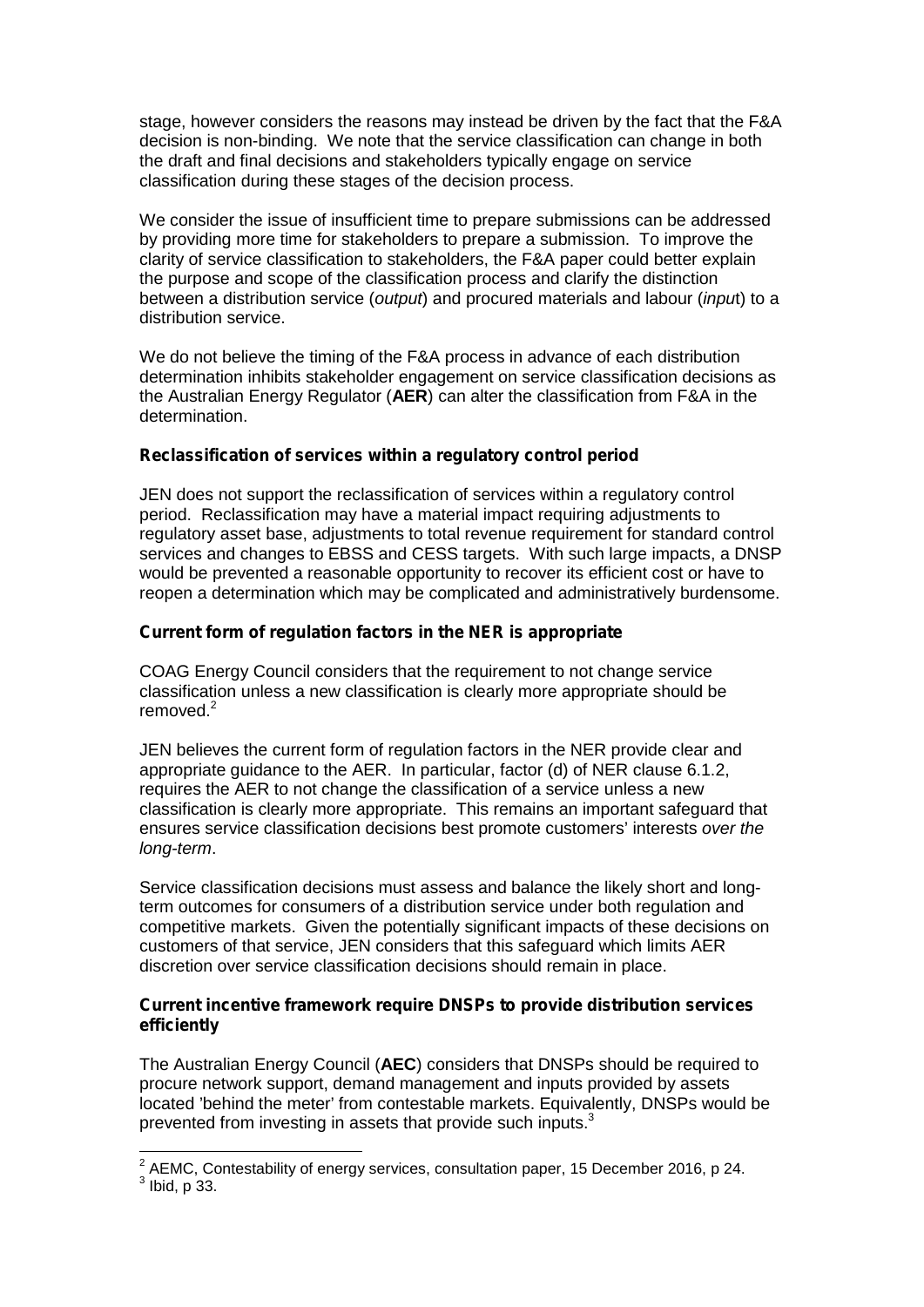stage, however considers the reasons may instead be driven by the fact that the F&A decision is non-binding. We note that the service classification can change in both the draft and final decisions and stakeholders typically engage on service classification during these stages of the decision process.

We consider the issue of insufficient time to prepare submissions can be addressed by providing more time for stakeholders to prepare a submission. To improve the clarity of service classification to stakeholders, the F&A paper could better explain the purpose and scope of the classification process and clarify the distinction between a distribution service (*output*) and procured materials and labour (*input*) to a distribution service.

We do not believe the timing of the F&A process in advance of each distribution determination inhibits stakeholder engagement on service classification decisions as the Australian Energy Regulator (**AER**) can alter the classification from F&A in the determination.

**Reclassification of services within a regulatory control period**

JEN does not support the reclassification of services within a regulatory control period. Reclassification may have a material impact requiring adjustments to regulatory asset base, adjustments to total revenue requirement for standard control services and changes to EBSS and CESS targets. With such large impacts, a DNSP would be prevented a reasonable opportunity to recover its efficient cost or have to reopen a determination which may be complicated and administratively burdensome.

**Current form of regulation factors in the NER is appropriate**

COAG Energy Council considers that the requirement to not change service classification unless a new classification is clearly more appropriate should be removed.[2]

JEN believes the current form of regulation factors in the NER provide clear and appropriate guidance to the AER. In particular, factor (d) of NER clause 6.1.2, requires the AER to not change the classification of a service unless a new classification is clearly more appropriate. This remains an important safeguard that ensures service classification decisions best promote customers' interests *over the long-term*.

Service classification decisions must assess and balance the likely short and long-term outcomes for consumers of a distribution service under both regulation and competitive markets. Given the potentially significant impacts of these decisions on customers of that service, JEN considers that this safeguard which limits AER discretion over service classification decisions should remain in place.

**Current incentive framework require DNSPs to provide distribution services efficiently**

The Australian Energy Council (**AEC**) considers that DNSPs should be required to procure network support, demand management and inputs provided by assets located 'behind the meter' from contestable markets. Equivalently, DNSPs would be prevented from investing in assets that provide such inputs.[3]

---

[2] AEMC, Contestability of energy services, consultation paper, 15 December 2016, p 24.
[3] Ibid, p 33.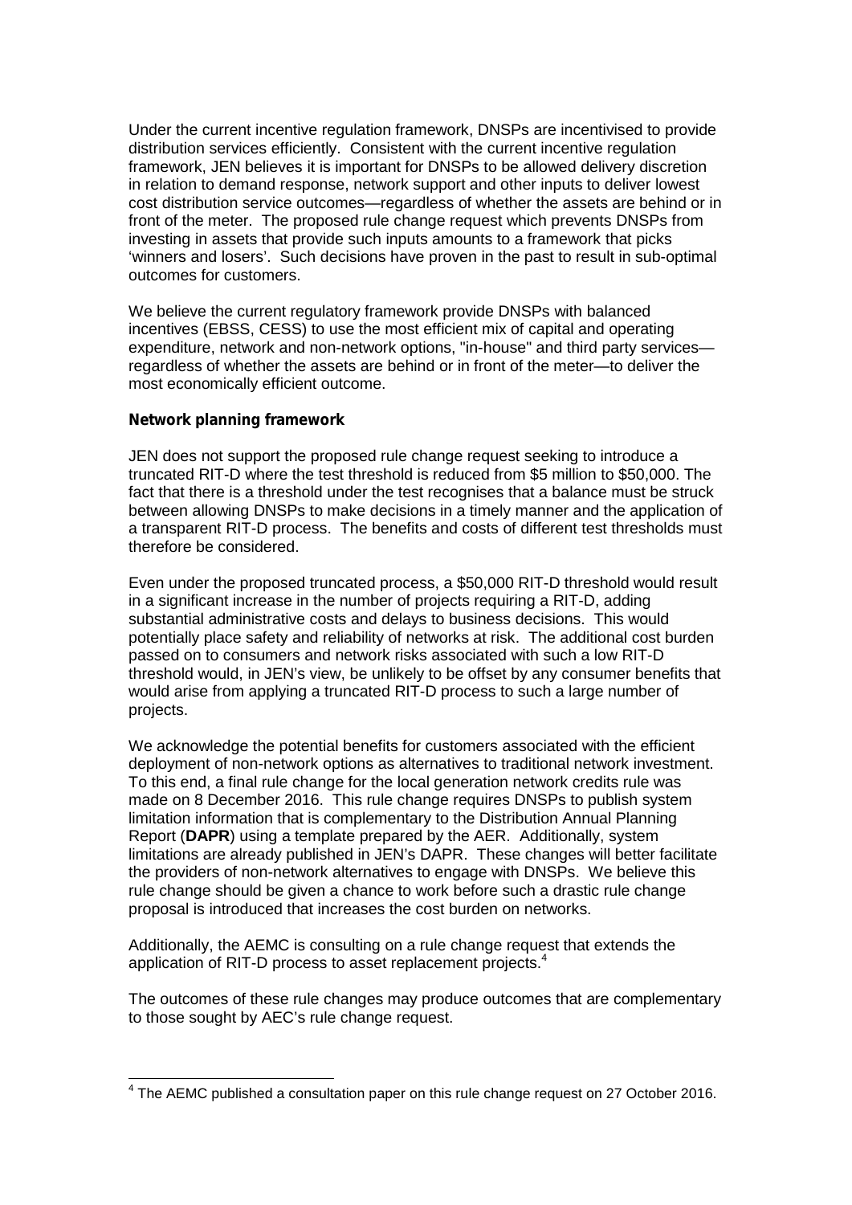Under the current incentive regulation framework, DNSPs are incentivised to provide distribution services efficiently. Consistent with the current incentive regulation framework, JEN believes it is important for DNSPs to be allowed delivery discretion in relation to demand response, network support and other inputs to deliver lowest cost distribution service outcomes—regardless of whether the assets are behind or in front of the meter. The proposed rule change request which prevents DNSPs from investing in assets that provide such inputs amounts to a framework that picks 'winners and losers'. Such decisions have proven in the past to result in sub-optimal outcomes for customers.

We believe the current regulatory framework provide DNSPs with balanced incentives (EBSS, CESS) to use the most efficient mix of capital and operating expenditure, network and non-network options, "in-house" and third party services—regardless of whether the assets are behind or in front of the meter—to deliver the most economically efficient outcome.

**Network planning framework**

JEN does not support the proposed rule change request seeking to introduce a truncated RIT-D where the test threshold is reduced from $5 million to $50,000. The fact that there is a threshold under the test recognises that a balance must be struck between allowing DNSPs to make decisions in a timely manner and the application of a transparent RIT-D process. The benefits and costs of different test thresholds must therefore be considered.

Even under the proposed truncated process, a $50,000 RIT-D threshold would result in a significant increase in the number of projects requiring a RIT-D, adding substantial administrative costs and delays to business decisions. This would potentially place safety and reliability of networks at risk. The additional cost burden passed on to consumers and network risks associated with such a low RIT-D threshold would, in JEN's view, be unlikely to be offset by any consumer benefits that would arise from applying a truncated RIT-D process to such a large number of projects.

We acknowledge the potential benefits for customers associated with the efficient deployment of non-network options as alternatives to traditional network investment. To this end, a final rule change for the local generation network credits rule was made on 8 December 2016. This rule change requires DNSPs to publish system limitation information that is complementary to the Distribution Annual Planning Report (**DAPR**) using a template prepared by the AER. Additionally, system limitations are already published in JEN's DAPR. These changes will better facilitate the providers of non-network alternatives to engage with DNSPs. We believe this rule change should be given a chance to work before such a drastic rule change proposal is introduced that increases the cost burden on networks.

Additionally, the AEMC is consulting on a rule change request that extends the application of RIT-D process to asset replacement projects.[4]

The outcomes of these rule changes may produce outcomes that are complementary to those sought by AEC's rule change request.

---

[4] The AEMC published a consultation paper on this rule change request on 27 October 2016.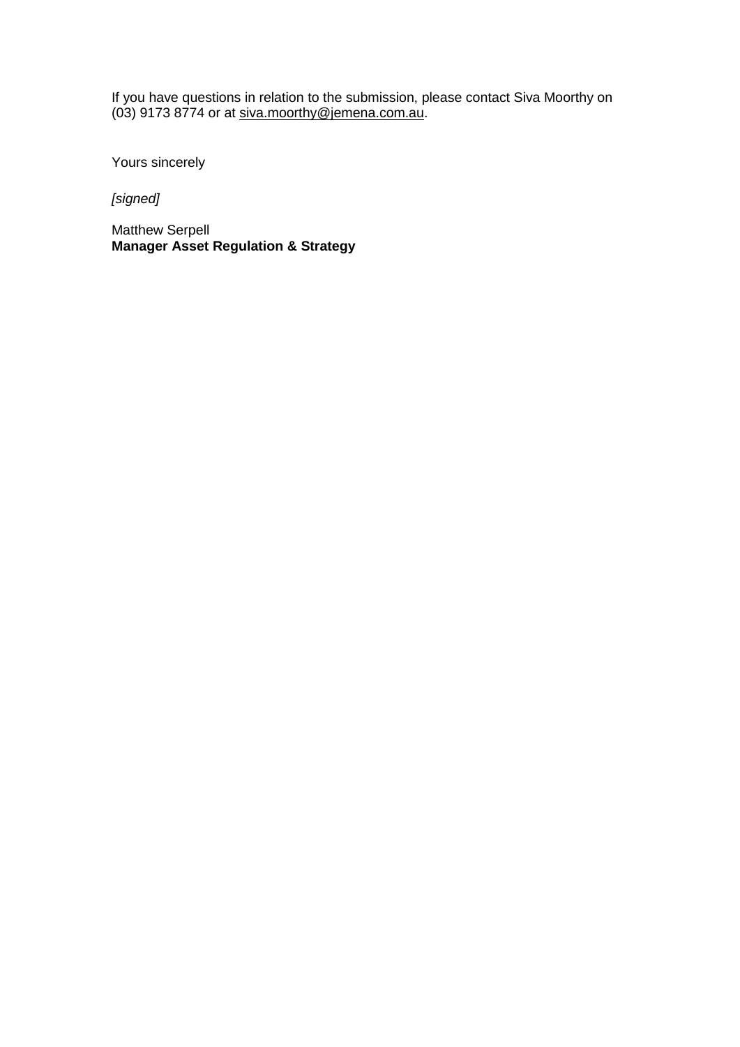If you have questions in relation to the submission, please contact Siva Moorthy on (03) 9173 8774 or at siva.moorthy@jemena.com.au.

Yours sincerely

*[signed]*

Matthew Serpell
**Manager Asset Regulation & Strategy**